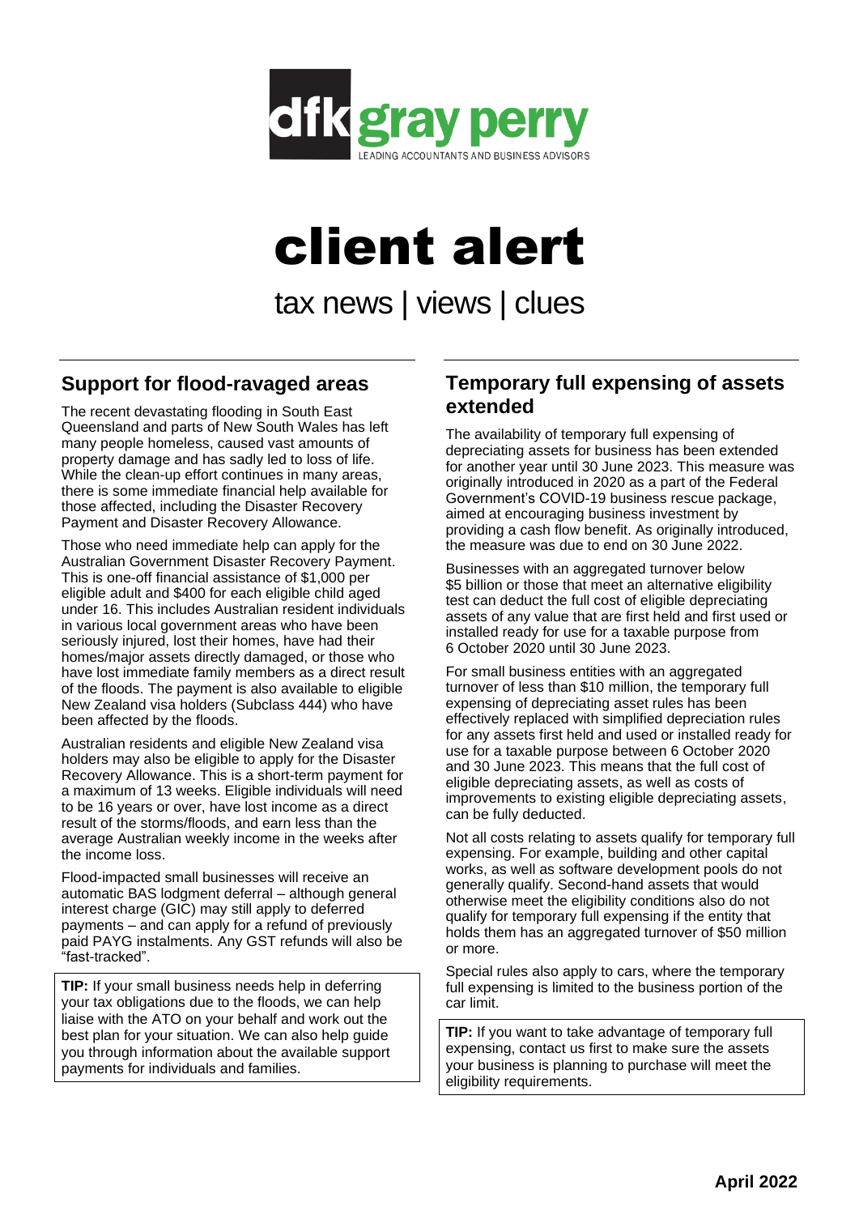dfk gray perry

LEADING ACCOUNTANTS AND BUSINESS ADVISORS

# client alert

tax news | views | clues

April 2022

## Support for flood-ravaged areas

The recent devastating flooding in South East Queensland and parts of New South Wales has left many people homeless, caused vast amounts of property damage and has sadly led to loss of life. While the clean-up effort continues in many areas, there is some immediate financial help available for those affected, including the Disaster Recovery Payment and Disaster Recovery Allowance.

Those who need immediate help can apply for the Australian Government Disaster Recovery Payment. This is one-off financial assistance of $1,000 per eligible adult and $400 for each eligible child aged under 16. This includes Australian resident individuals in various local government areas who have been seriously injured, lost their homes, have had their homes/major assets directly damaged, or those who have lost immediate family members as a direct result of the floods. The payment is also available to eligible New Zealand visa holders (Subclass 444) who have been affected by the floods.

Australian residents and eligible New Zealand visa holders may also be eligible to apply for the Disaster Recovery Allowance. This is a short-term payment for a maximum of 13 weeks. Eligible individuals will need to be 16 years or over, have lost income as a direct result of the storms/floods, and earn less than the average Australian weekly income in the weeks after the income loss.

Flood-impacted small businesses will receive an automatic BAS lodgment deferral – although general interest charge (GIC) may still apply to deferred payments – and can apply for a refund of previously paid PAYG instalments. Any GST refunds will also be "fast-tracked".

**TIP:** If your small business needs help in deferring your tax obligations due to the floods, we can help liaise with the ATO on your behalf and work out the best plan for your situation. We can also help guide you through information about the available support payments for individuals and families.

## Temporary full expensing of assets extended

The availability of temporary full expensing of depreciating assets for business has been extended for another year until 30 June 2023. This measure was originally introduced in 2020 as a part of the Federal Government's COVID-19 business rescue package, aimed at encouraging business investment by providing a cash flow benefit. As originally introduced, the measure was due to end on 30 June 2022.

Businesses with an aggregated turnover below $5 billion or those that meet an alternative eligibility test can deduct the full cost of eligible depreciating assets of any value that are first held and first used or installed ready for use for a taxable purpose from 6 October 2020 until 30 June 2023.

For small business entities with an aggregated turnover of less than $10 million, the temporary full expensing of depreciating asset rules has been effectively replaced with simplified depreciation rules for any assets first held and used or installed ready for use for a taxable purpose between 6 October 2020 and 30 June 2023. This means that the full cost of eligible depreciating assets, as well as costs of improvements to existing eligible depreciating assets, can be fully deducted.

Not all costs relating to assets qualify for temporary full expensing. For example, building and other capital works, as well as software development pools do not generally qualify. Second-hand assets that would otherwise meet the eligibility conditions also do not qualify for temporary full expensing if the entity that holds them has an aggregated turnover of $50 million or more.

Special rules also apply to cars, where the temporary full expensing is limited to the business portion of the car limit.

**TIP:** If you want to take advantage of temporary full expensing, contact us first to make sure the assets your business is planning to purchase will meet the eligibility requirements.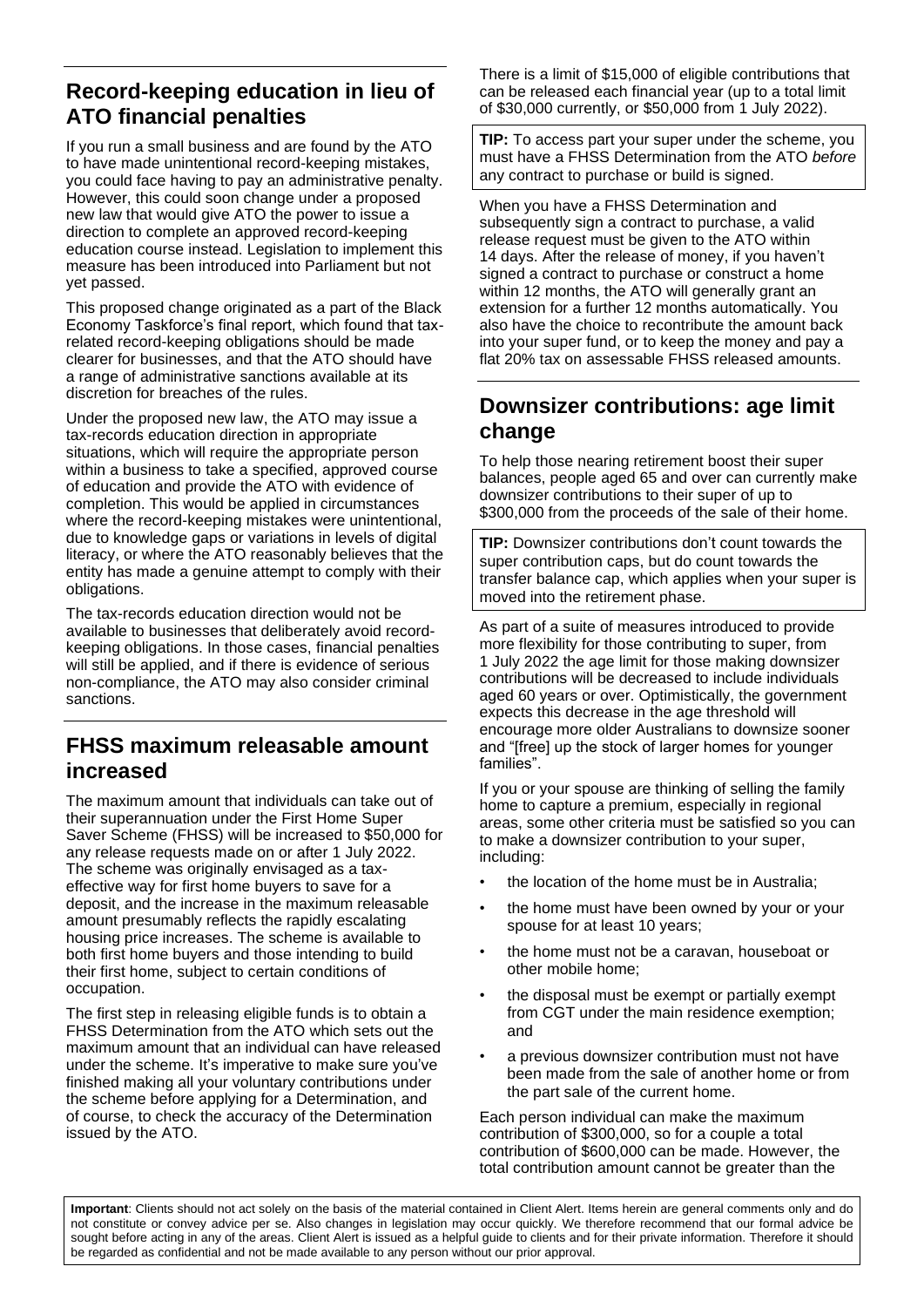## Record-keeping education in lieu of ATO financial penalties

If you run a small business and are found by the ATO to have made unintentional record-keeping mistakes, you could face having to pay an administrative penalty. However, this could soon change under a proposed new law that would give ATO the power to issue a direction to complete an approved record-keeping education course instead. Legislation to implement this measure has been introduced into Parliament but not yet passed.

This proposed change originated as a part of the Black Economy Taskforce's final report, which found that tax-related record-keeping obligations should be made clearer for businesses, and that the ATO should have a range of administrative sanctions available at its discretion for breaches of the rules.

Under the proposed new law, the ATO may issue a tax-records education direction in appropriate situations, which will require the appropriate person within a business to take a specified, approved course of education and provide the ATO with evidence of completion. This would be applied in circumstances where the record-keeping mistakes were unintentional, due to knowledge gaps or variations in levels of digital literacy, or where the ATO reasonably believes that the entity has made a genuine attempt to comply with their obligations.

The tax-records education direction would not be available to businesses that deliberately avoid record-keeping obligations. In those cases, financial penalties will still be applied, and if there is evidence of serious non-compliance, the ATO may also consider criminal sanctions.

## FHSS maximum releasable amount increased

The maximum amount that individuals can take out of their superannuation under the First Home Super Saver Scheme (FHSS) will be increased to $50,000 for any release requests made on or after 1 July 2022. The scheme was originally envisaged as a tax-effective way for first home buyers to save for a deposit, and the increase in the maximum releasable amount presumably reflects the rapidly escalating housing price increases. The scheme is available to both first home buyers and those intending to build their first home, subject to certain conditions of occupation.

The first step in releasing eligible funds is to obtain a FHSS Determination from the ATO which sets out the maximum amount that an individual can have released under the scheme. It's imperative to make sure you've finished making all your voluntary contributions under the scheme before applying for a Determination, and of course, to check the accuracy of the Determination issued by the ATO.

There is a limit of $15,000 of eligible contributions that can be released each financial year (up to a total limit of $30,000 currently, or $50,000 from 1 July 2022).

**TIP:** To access part your super under the scheme, you must have a FHSS Determination from the ATO *before* any contract to purchase or build is signed.

When you have a FHSS Determination and subsequently sign a contract to purchase, a valid release request must be given to the ATO within 14 days. After the release of money, if you haven't signed a contract to purchase or construct a home within 12 months, the ATO will generally grant an extension for a further 12 months automatically. You also have the choice to recontribute the amount back into your super fund, or to keep the money and pay a flat 20% tax on assessable FHSS released amounts.

## Downsizer contributions: age limit change

To help those nearing retirement boost their super balances, people aged 65 and over can currently make downsizer contributions to their super of up to $300,000 from the proceeds of the sale of their home.

**TIP:** Downsizer contributions don't count towards the super contribution caps, but do count towards the transfer balance cap, which applies when your super is moved into the retirement phase.

As part of a suite of measures introduced to provide more flexibility for those contributing to super, from 1 July 2022 the age limit for those making downsizer contributions will be decreased to include individuals aged 60 years or over. Optimistically, the government expects this decrease in the age threshold will encourage more older Australians to downsize sooner and "[free] up the stock of larger homes for younger families".

If you or your spouse are thinking of selling the family home to capture a premium, especially in regional areas, some other criteria must be satisfied so you can to make a downsizer contribution to your super, including:

- the location of the home must be in Australia;
- the home must have been owned by your or your spouse for at least 10 years;
- the home must not be a caravan, houseboat or other mobile home;
- the disposal must be exempt or partially exempt from CGT under the main residence exemption; and
- a previous downsizer contribution must not have been made from the sale of another home or from the part sale of the current home.

Each person individual can make the maximum contribution of $300,000, so for a couple a total contribution of $600,000 can be made. However, the total contribution amount cannot be greater than the

**Important**: Clients should not act solely on the basis of the material contained in Client Alert. Items herein are general comments only and do not constitute or convey advice per se. Also changes in legislation may occur quickly. We therefore recommend that our formal advice be sought before acting in any of the areas. Client Alert is issued as a helpful guide to clients and for their private information. Therefore it should be regarded as confidential and not be made available to any person without our prior approval.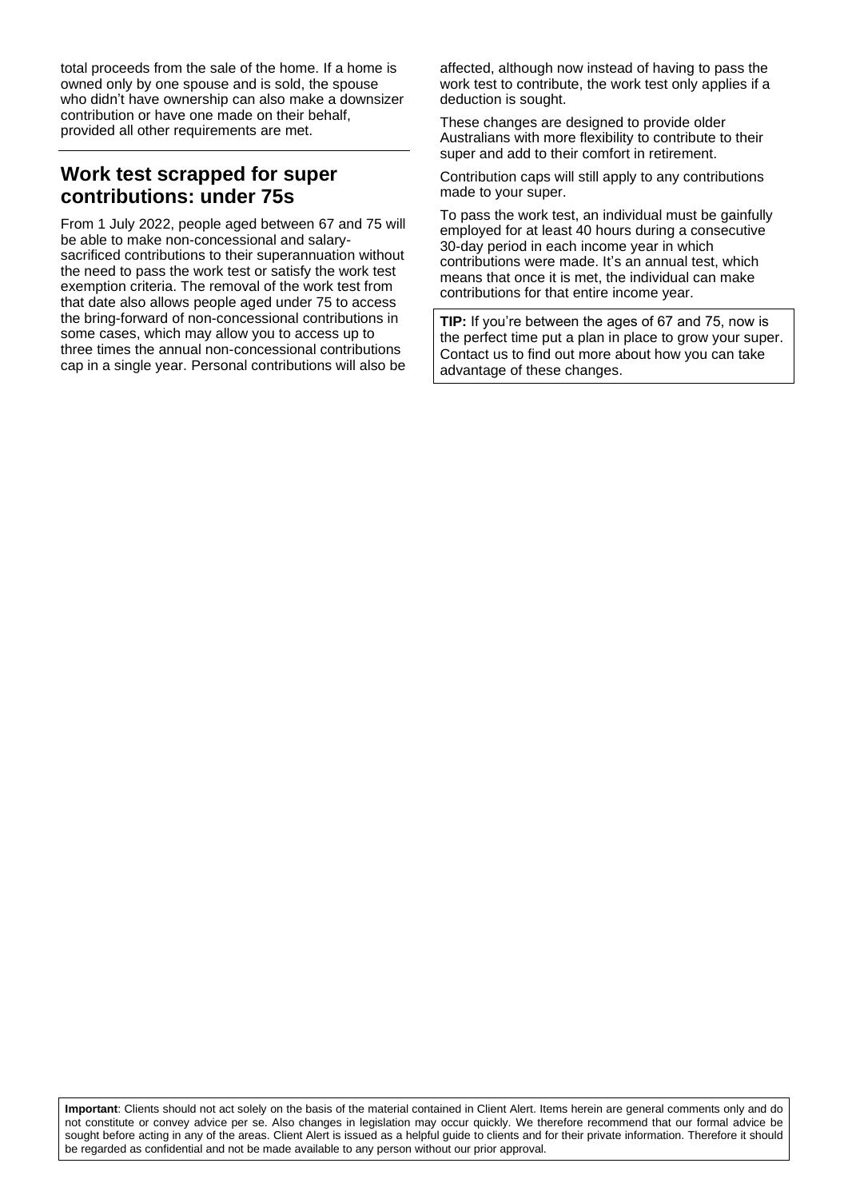total proceeds from the sale of the home. If a home is owned only by one spouse and is sold, the spouse who didn't have ownership can also make a downsizer contribution or have one made on their behalf, provided all other requirements are met.

## Work test scrapped for super contributions: under 75s

From 1 July 2022, people aged between 67 and 75 will be able to make non-concessional and salary-sacrificed contributions to their superannuation without the need to pass the work test or satisfy the work test exemption criteria. The removal of the work test from that date also allows people aged under 75 to access the bring-forward of non-concessional contributions in some cases, which may allow you to access up to three times the annual non-concessional contributions cap in a single year. Personal contributions will also be affected, although now instead of having to pass the work test to contribute, the work test only applies if a deduction is sought.

These changes are designed to provide older Australians with more flexibility to contribute to their super and add to their comfort in retirement.

Contribution caps will still apply to any contributions made to your super.

To pass the work test, an individual must be gainfully employed for at least 40 hours during a consecutive 30-day period in each income year in which contributions were made. It's an annual test, which means that once it is met, the individual can make contributions for that entire income year.

**TIP:** If you're between the ages of 67 and 75, now is the perfect time put a plan in place to grow your super. Contact us to find out more about how you can take advantage of these changes.

**Important**: Clients should not act solely on the basis of the material contained in Client Alert. Items herein are general comments only and do not constitute or convey advice per se. Also changes in legislation may occur quickly. We therefore recommend that our formal advice be sought before acting in any of the areas. Client Alert is issued as a helpful guide to clients and for their private information. Therefore it should be regarded as confidential and not be made available to any person without our prior approval.